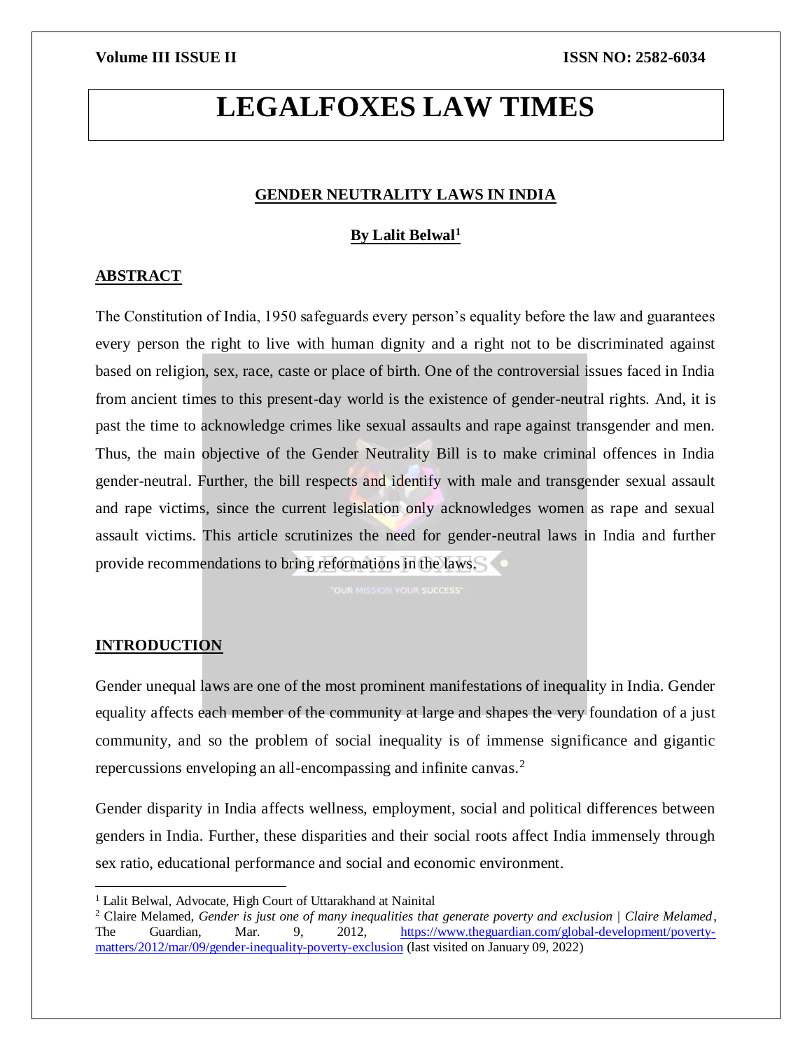# LEGALFOXES LAW TIMES

## GENDER NEUTRALITY LAWS IN INDIA

**By Lalit Belwal[1]**

## ABSTRACT

The Constitution of India, 1950 safeguards every person's equality before the law and guarantees every person the right to live with human dignity and a right not to be discriminated against based on religion, sex, race, caste or place of birth. One of the controversial issues faced in India from ancient times to this present-day world is the existence of gender-neutral rights. And, it is past the time to acknowledge crimes like sexual assaults and rape against transgender and men. Thus, the main objective of the Gender Neutrality Bill is to make criminal offences in India gender-neutral. Further, the bill respects and identify with male and transgender sexual assault and rape victims, since the current legislation only acknowledges women as rape and sexual assault victims. This article scrutinizes the need for gender-neutral laws in India and further provide recommendations to bring reformations in the laws.

## INTRODUCTION

Gender unequal laws are one of the most prominent manifestations of inequality in India. Gender equality affects each member of the community at large and shapes the very foundation of a just community, and so the problem of social inequality is of immense significance and gigantic repercussions enveloping an all-encompassing and infinite canvas.[2]

Gender disparity in India affects wellness, employment, social and political differences between genders in India. Further, these disparities and their social roots affect India immensely through sex ratio, educational performance and social and economic environment.

---

[1] Lalit Belwal, Advocate, High Court of Uttarakhand at Nainital

[2] Claire Melamed, *Gender is just one of many inequalities that generate poverty and exclusion | Claire Melamed*, The Guardian, Mar. 9, 2012, https://www.theguardian.com/global-development/poverty-matters/2012/mar/09/gender-inequality-poverty-exclusion (last visited on January 09, 2022)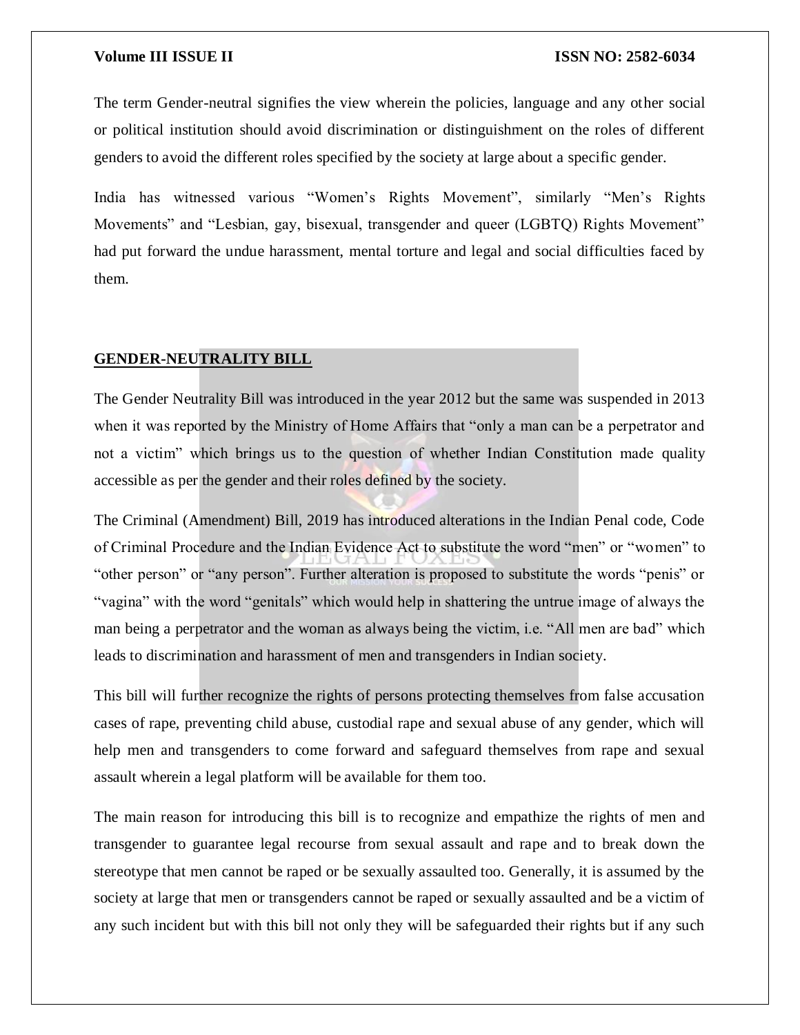The term Gender-neutral signifies the view wherein the policies, language and any other social or political institution should avoid discrimination or distinguishment on the roles of different genders to avoid the different roles specified by the society at large about a specific gender.

India has witnessed various "Women's Rights Movement", similarly "Men's Rights Movements" and "Lesbian, gay, bisexual, transgender and queer (LGBTQ) Rights Movement" had put forward the undue harassment, mental torture and legal and social difficulties faced by them.

## GENDER-NEUTRALITY BILL

The Gender Neutrality Bill was introduced in the year 2012 but the same was suspended in 2013 when it was reported by the Ministry of Home Affairs that "only a man can be a perpetrator and not a victim" which brings us to the question of whether Indian Constitution made quality accessible as per the gender and their roles defined by the society.

The Criminal (Amendment) Bill, 2019 has introduced alterations in the Indian Penal code, Code of Criminal Procedure and the Indian Evidence Act to substitute the word "men" or "women" to "other person" or "any person". Further alteration is proposed to substitute the words "penis" or "vagina" with the word "genitals" which would help in shattering the untrue image of always the man being a perpetrator and the woman as always being the victim, i.e. "All men are bad" which leads to discrimination and harassment of men and transgenders in Indian society.

This bill will further recognize the rights of persons protecting themselves from false accusation cases of rape, preventing child abuse, custodial rape and sexual abuse of any gender, which will help men and transgenders to come forward and safeguard themselves from rape and sexual assault wherein a legal platform will be available for them too.

The main reason for introducing this bill is to recognize and empathize the rights of men and transgender to guarantee legal recourse from sexual assault and rape and to break down the stereotype that men cannot be raped or be sexually assaulted too. Generally, it is assumed by the society at large that men or transgenders cannot be raped or sexually assaulted and be a victim of any such incident but with this bill not only they will be safeguarded their rights but if any such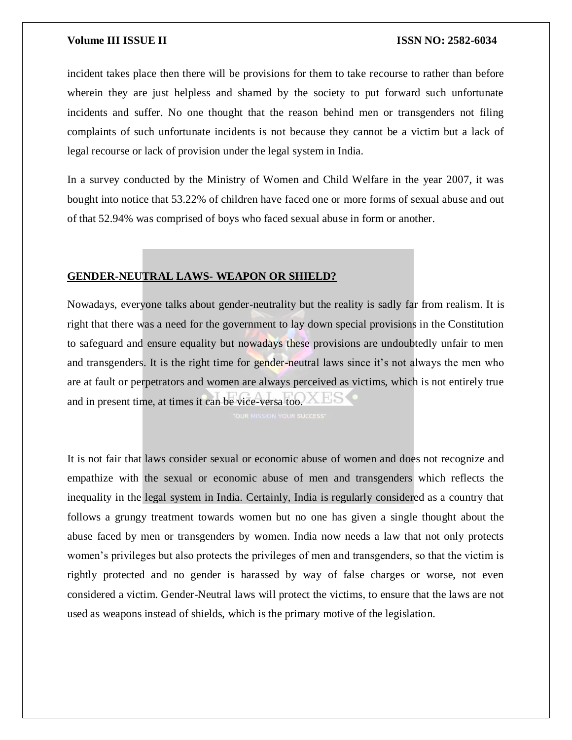incident takes place then there will be provisions for them to take recourse to rather than before wherein they are just helpless and shamed by the society to put forward such unfortunate incidents and suffer. No one thought that the reason behind men or transgenders not filing complaints of such unfortunate incidents is not because they cannot be a victim but a lack of legal recourse or lack of provision under the legal system in India.

In a survey conducted by the Ministry of Women and Child Welfare in the year 2007, it was bought into notice that 53.22% of children have faced one or more forms of sexual abuse and out of that 52.94% was comprised of boys who faced sexual abuse in form or another.

## GENDER-NEUTRAL LAWS- WEAPON OR SHIELD?

Nowadays, everyone talks about gender-neutrality but the reality is sadly far from realism. It is right that there was a need for the government to lay down special provisions in the Constitution to safeguard and ensure equality but nowadays these provisions are undoubtedly unfair to men and transgenders. It is the right time for gender-neutral laws since it's not always the men who are at fault or perpetrators and women are always perceived as victims, which is not entirely true and in present time, at times it can be vice-versa too.

It is not fair that laws consider sexual or economic abuse of women and does not recognize and empathize with the sexual or economic abuse of men and transgenders which reflects the inequality in the legal system in India. Certainly, India is regularly considered as a country that follows a grungy treatment towards women but no one has given a single thought about the abuse faced by men or transgenders by women. India now needs a law that not only protects women's privileges but also protects the privileges of men and transgenders, so that the victim is rightly protected and no gender is harassed by way of false charges or worse, not even considered a victim. Gender-Neutral laws will protect the victims, to ensure that the laws are not used as weapons instead of shields, which is the primary motive of the legislation.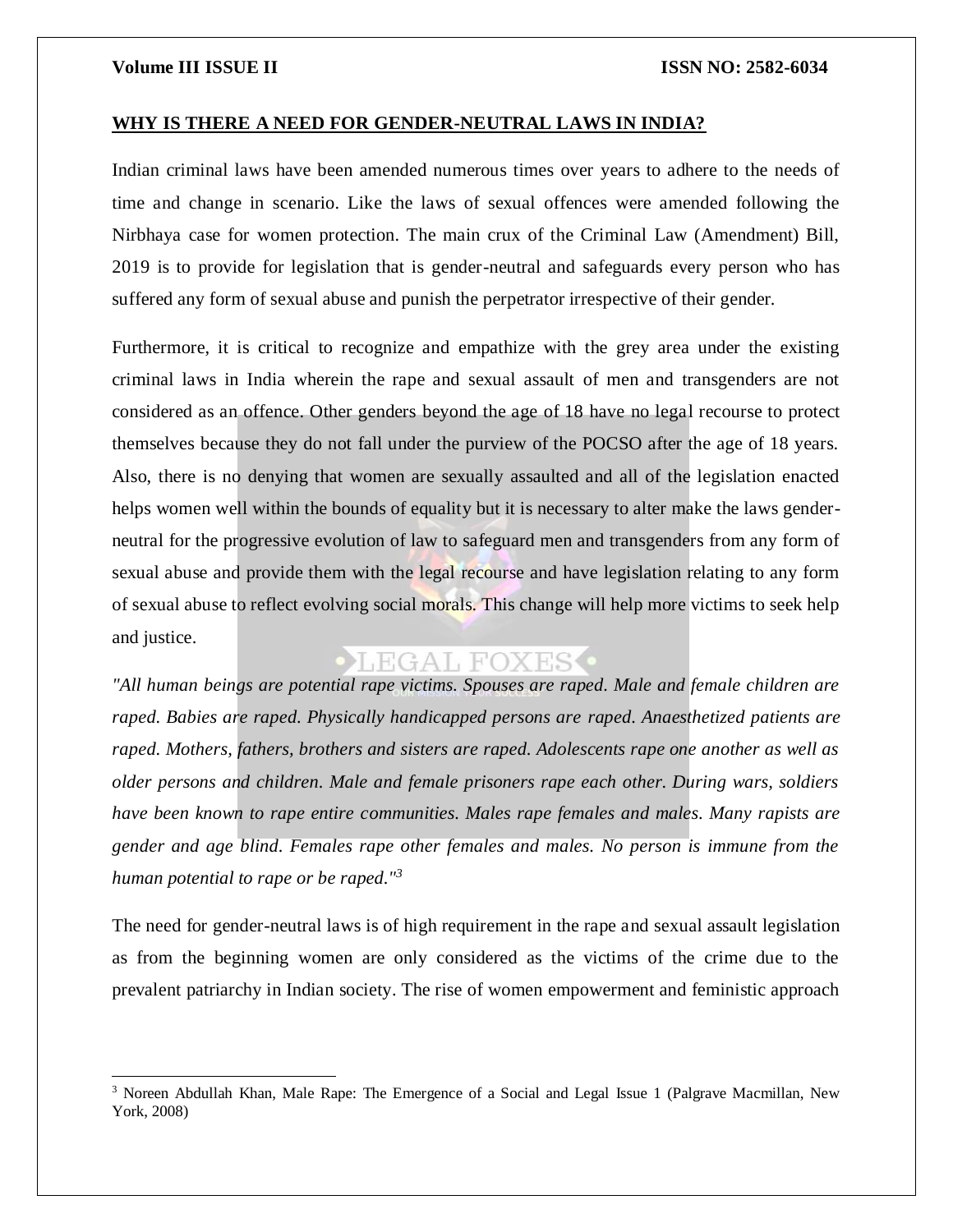**WHY IS THERE A NEED FOR GENDER-NEUTRAL LAWS IN INDIA?**

Indian criminal laws have been amended numerous times over years to adhere to the needs of time and change in scenario. Like the laws of sexual offences were amended following the Nirbhaya case for women protection. The main crux of the Criminal Law (Amendment) Bill, 2019 is to provide for legislation that is gender-neutral and safeguards every person who has suffered any form of sexual abuse and punish the perpetrator irrespective of their gender.

Furthermore, it is critical to recognize and empathize with the grey area under the existing criminal laws in India wherein the rape and sexual assault of men and transgenders are not considered as an offence. Other genders beyond the age of 18 have no legal recourse to protect themselves because they do not fall under the purview of the POCSO after the age of 18 years. Also, there is no denying that women are sexually assaulted and all of the legislation enacted helps women well within the bounds of equality but it is necessary to alter make the laws gender-neutral for the progressive evolution of law to safeguard men and transgenders from any form of sexual abuse and provide them with the legal recourse and have legislation relating to any form of sexual abuse to reflect evolving social morals. This change will help more victims to seek help and justice.

*"All human beings are potential rape victims. Spouses are raped. Male and female children are raped. Babies are raped. Physically handicapped persons are raped. Anaesthetized patients are raped. Mothers, fathers, brothers and sisters are raped. Adolescents rape one another as well as older persons and children. Male and female prisoners rape each other. During wars, soldiers have been known to rape entire communities. Males rape females and males. Many rapists are gender and age blind. Females rape other females and males. No person is immune from the human potential to rape or be raped."*[3]

The need for gender-neutral laws is of high requirement in the rape and sexual assault legislation as from the beginning women are only considered as the victims of the crime due to the prevalent patriarchy in Indian society. The rise of women empowerment and feministic approach

---

[3] Noreen Abdullah Khan, Male Rape: The Emergence of a Social and Legal Issue 1 (Palgrave Macmillan, New York, 2008)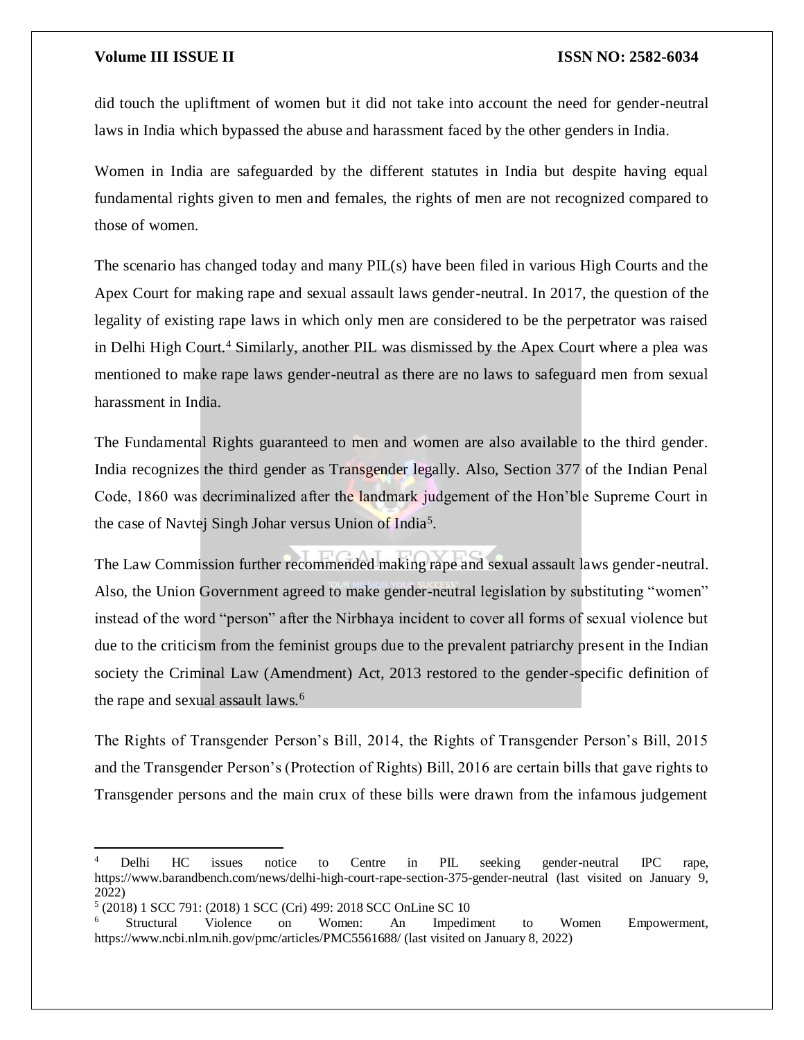did touch the upliftment of women but it did not take into account the need for gender-neutral laws in India which bypassed the abuse and harassment faced by the other genders in India.

Women in India are safeguarded by the different statutes in India but despite having equal fundamental rights given to men and females, the rights of men are not recognized compared to those of women.

The scenario has changed today and many PIL(s) have been filed in various High Courts and the Apex Court for making rape and sexual assault laws gender-neutral. In 2017, the question of the legality of existing rape laws in which only men are considered to be the perpetrator was raised in Delhi High Court.[4] Similarly, another PIL was dismissed by the Apex Court where a plea was mentioned to make rape laws gender-neutral as there are no laws to safeguard men from sexual harassment in India.

The Fundamental Rights guaranteed to men and women are also available to the third gender. India recognizes the third gender as Transgender legally. Also, Section 377 of the Indian Penal Code, 1860 was decriminalized after the landmark judgement of the Hon'ble Supreme Court in the case of Navtej Singh Johar versus Union of India[5].

The Law Commission further recommended making rape and sexual assault laws gender-neutral. Also, the Union Government agreed to make gender-neutral legislation by substituting "women" instead of the word "person" after the Nirbhaya incident to cover all forms of sexual violence but due to the criticism from the feminist groups due to the prevalent patriarchy present in the Indian society the Criminal Law (Amendment) Act, 2013 restored to the gender-specific definition of the rape and sexual assault laws.[6]

The Rights of Transgender Person's Bill, 2014, the Rights of Transgender Person's Bill, 2015 and the Transgender Person's (Protection of Rights) Bill, 2016 are certain bills that gave rights to Transgender persons and the main crux of these bills were drawn from the infamous judgement

---

[4] Delhi HC issues notice to Centre in PIL seeking gender-neutral IPC rape, https://www.barandbench.com/news/delhi-high-court-rape-section-375-gender-neutral (last visited on January 9, 2022)

[5] (2018) 1 SCC 791: (2018) 1 SCC (Cri) 499: 2018 SCC OnLine SC 10

[6] Structural Violence on Women: An Impediment to Women Empowerment, https://www.ncbi.nlm.nih.gov/pmc/articles/PMC5561688/ (last visited on January 8, 2022)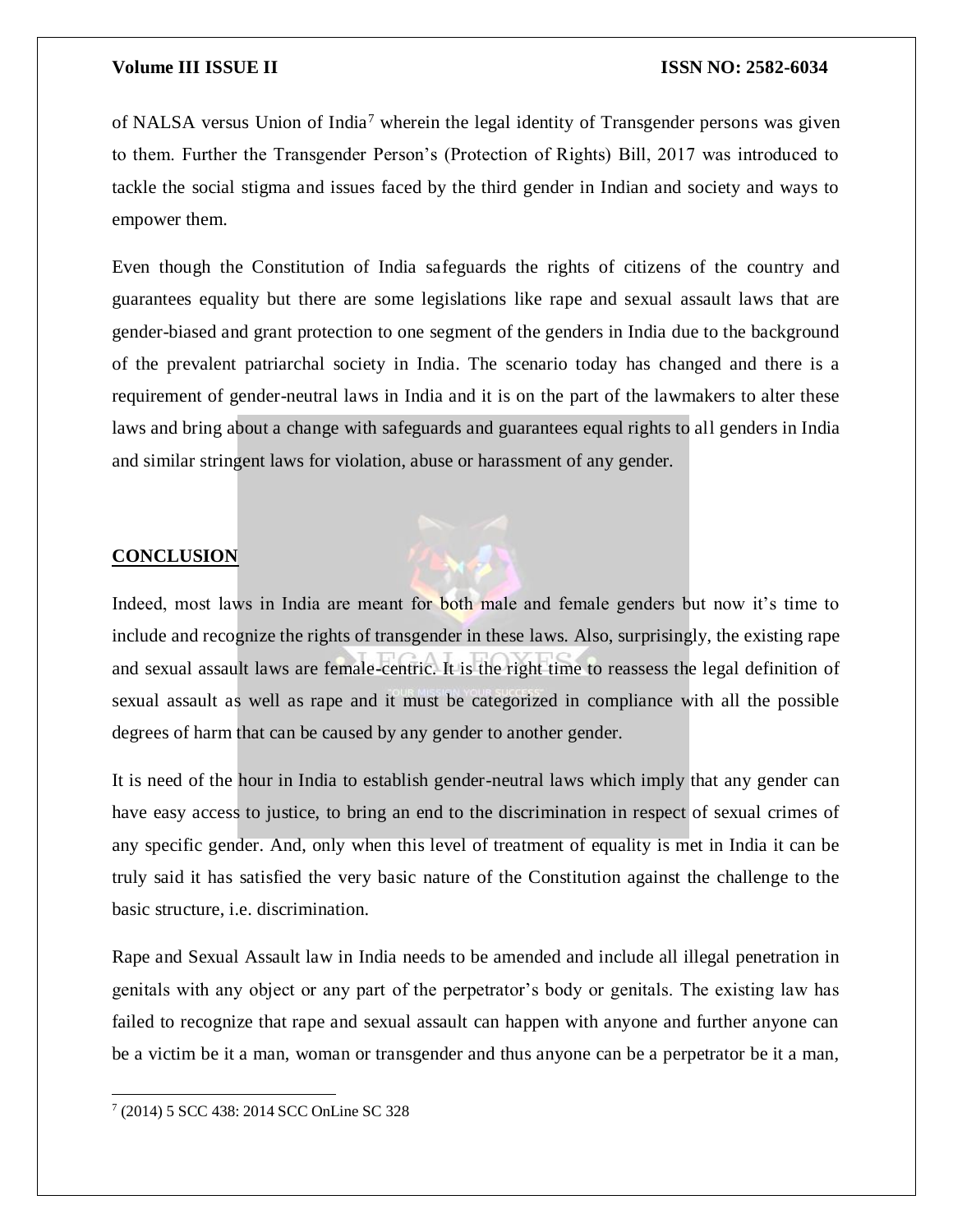of NALSA versus Union of India[7] wherein the legal identity of Transgender persons was given to them. Further the Transgender Person's (Protection of Rights) Bill, 2017 was introduced to tackle the social stigma and issues faced by the third gender in Indian and society and ways to empower them.

Even though the Constitution of India safeguards the rights of citizens of the country and guarantees equality but there are some legislations like rape and sexual assault laws that are gender-biased and grant protection to one segment of the genders in India due to the background of the prevalent patriarchal society in India. The scenario today has changed and there is a requirement of gender-neutral laws in India and it is on the part of the lawmakers to alter these laws and bring about a change with safeguards and guarantees equal rights to all genders in India and similar stringent laws for violation, abuse or harassment of any gender.

## CONCLUSION

Indeed, most laws in India are meant for both male and female genders but now it's time to include and recognize the rights of transgender in these laws. Also, surprisingly, the existing rape and sexual assault laws are female-centric. It is the right time to reassess the legal definition of sexual assault as well as rape and it must be categorized in compliance with all the possible degrees of harm that can be caused by any gender to another gender.

It is need of the hour in India to establish gender-neutral laws which imply that any gender can have easy access to justice, to bring an end to the discrimination in respect of sexual crimes of any specific gender. And, only when this level of treatment of equality is met in India it can be truly said it has satisfied the very basic nature of the Constitution against the challenge to the basic structure, i.e. discrimination.

Rape and Sexual Assault law in India needs to be amended and include all illegal penetration in genitals with any object or any part of the perpetrator's body or genitals. The existing law has failed to recognize that rape and sexual assault can happen with anyone and further anyone can be a victim be it a man, woman or transgender and thus anyone can be a perpetrator be it a man,

---

[7] (2014) 5 SCC 438: 2014 SCC OnLine SC 328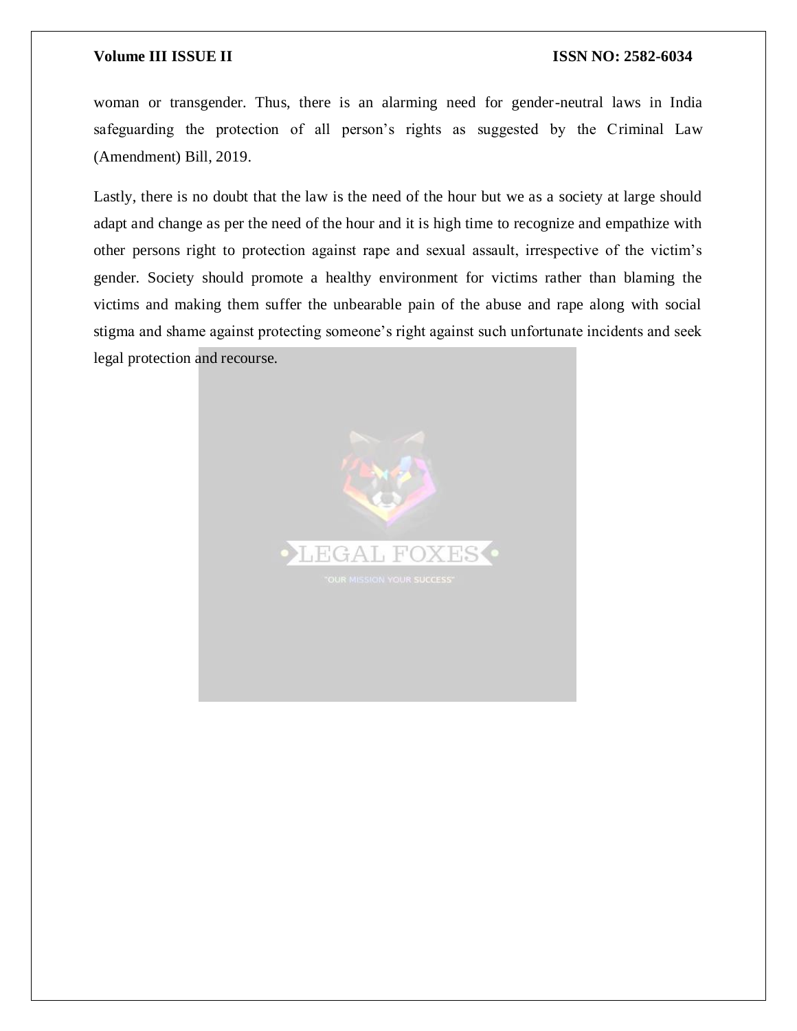woman or transgender. Thus, there is an alarming need for gender-neutral laws in India safeguarding the protection of all person's rights as suggested by the Criminal Law (Amendment) Bill, 2019.

Lastly, there is no doubt that the law is the need of the hour but we as a society at large should adapt and change as per the need of the hour and it is high time to recognize and empathize with other persons right to protection against rape and sexual assault, irrespective of the victim's gender. Society should promote a healthy environment for victims rather than blaming the victims and making them suffer the unbearable pain of the abuse and rape along with social stigma and shame against protecting someone's right against such unfortunate incidents and seek legal protection and recourse.